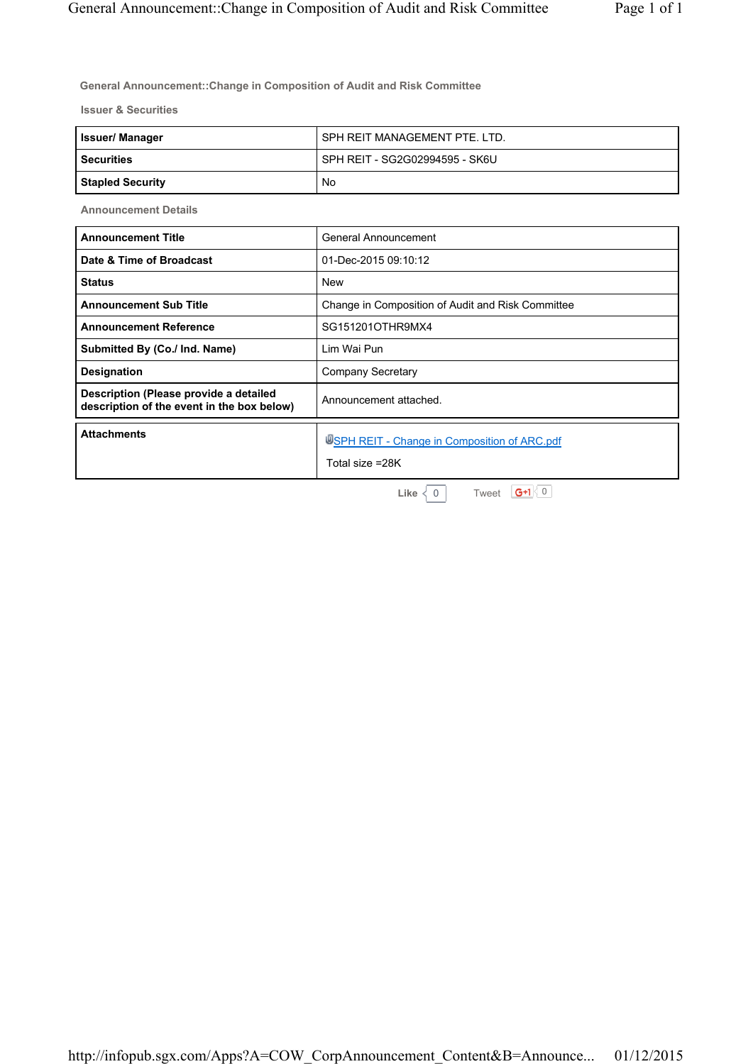## General Announcement::Change in Composition of Audit and Risk Committee

### Issuer & Securities

| Issuer/ Manager | SPH REIT MANAGEMENT PTE. LTD. |
|---|---|
| Securities | SPH REIT - SG2G02994595 - SK6U |
| Stapled Security | No |

### Announcement Details

| Announcement Title | General Announcement |
|---|---|
| Date & Time of Broadcast | 01-Dec-2015 09:10:12 |
| Status | New |
| Announcement Sub Title | Change in Composition of Audit and Risk Committee |
| Announcement Reference | SG151201OTHR9MX4 |
| Submitted By (Co./ Ind. Name) | Lim Wai Pun |
| Designation | Company Secretary |
| Description (Please provide a detailed description of the event in the box below) | Announcement attached. |

| Attachments | SPH REIT - Change in Composition of ARC.pdf<br>Total size =28K |
|---|---|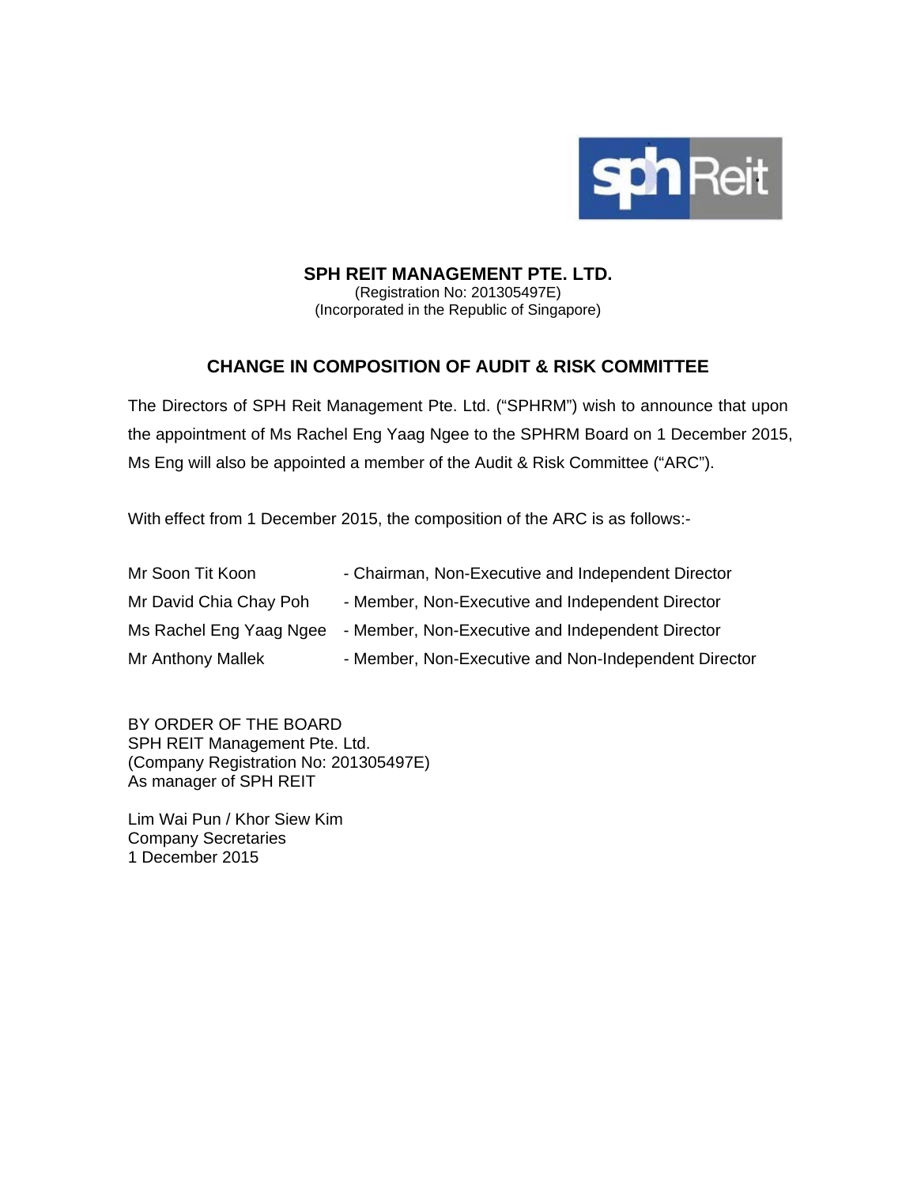**SPH REIT MANAGEMENT PTE. LTD.**
(Registration No: 201305497E)
(Incorporated in the Republic of Singapore)

## CHANGE IN COMPOSITION OF AUDIT & RISK COMMITTEE

The Directors of SPH Reit Management Pte. Ltd. ("SPHRM") wish to announce that upon the appointment of Ms Rachel Eng Yaag Ngee to the SPHRM Board on 1 December 2015, Ms Eng will also be appointed a member of the Audit & Risk Committee ("ARC").

With effect from 1 December 2015, the composition of the ARC is as follows:-

| | |
|---|---|
| Mr Soon Tit Koon | - Chairman, Non-Executive and Independent Director |
| Mr David Chia Chay Poh | - Member, Non-Executive and Independent Director |
| Ms Rachel Eng Yaag Ngee | - Member, Non-Executive and Independent Director |
| Mr Anthony Mallek | - Member, Non-Executive and Non-Independent Director |

BY ORDER OF THE BOARD
SPH REIT Management Pte. Ltd.
(Company Registration No: 201305497E)
As manager of SPH REIT

Lim Wai Pun / Khor Siew Kim
Company Secretaries
1 December 2015